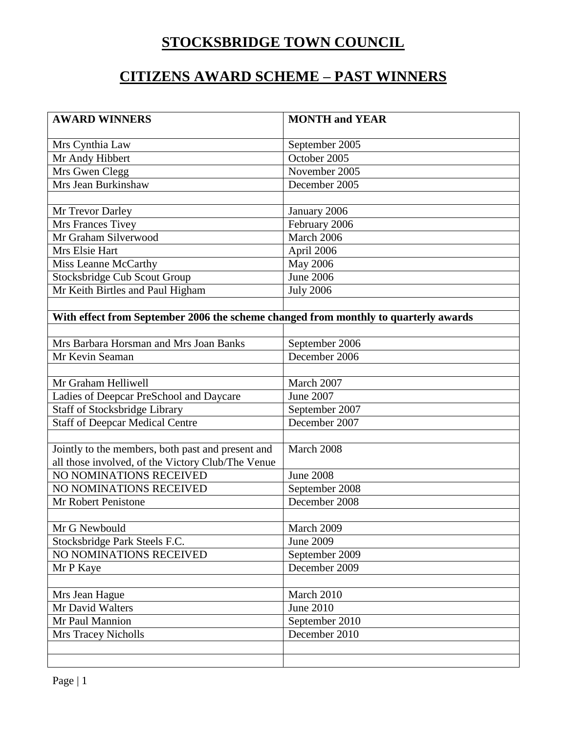# STOCKSBRIDGE TOWN COUNCIL

## CITIZENS AWARD SCHEME – PAST WINNERS

| AWARD WINNERS | MONTH and YEAR |
|---|---|
| Mrs Cynthia Law | September 2005 |
| Mr Andy Hibbert | October 2005 |
| Mrs Gwen Clegg | November 2005 |
| Mrs Jean Burkinshaw | December 2005 |
| | |
| Mr Trevor Darley | January 2006 |
| Mrs Frances Tivey | February 2006 |
| Mr Graham Silverwood | March 2006 |
| Mrs Elsie Hart | April 2006 |
| Miss Leanne McCarthy | May 2006 |
| Stocksbridge Cub Scout Group | June 2006 |
| Mr Keith Birtles and Paul Higham | July 2006 |
| | |
| **With effect from September 2006 the scheme changed from monthly to quarterly awards** | |
| | |
| Mrs Barbara Horsman and Mrs Joan Banks | September 2006 |
| Mr Kevin Seaman | December 2006 |
| | |
| Mr Graham Helliwell | March 2007 |
| Ladies of Deepcar PreSchool and Daycare | June 2007 |
| Staff of Stocksbridge Library | September 2007 |
| Staff of Deepcar Medical Centre | December 2007 |
| | |
| Jointly to the members, both past and present and all those involved, of the Victory Club/The Venue | March 2008 |
| NO NOMINATIONS RECEIVED | June 2008 |
| NO NOMINATIONS RECEIVED | September 2008 |
| Mr Robert Penistone | December 2008 |
| | |
| Mr G Newbould | March 2009 |
| Stocksbridge Park Steels F.C. | June 2009 |
| NO NOMINATIONS RECEIVED | September 2009 |
| Mr P Kaye | December 2009 |
| | |
| Mrs Jean Hague | March 2010 |
| Mr David Walters | June 2010 |
| Mr Paul Mannion | September 2010 |
| Mrs Tracey Nicholls | December 2010 |
| | |
| | |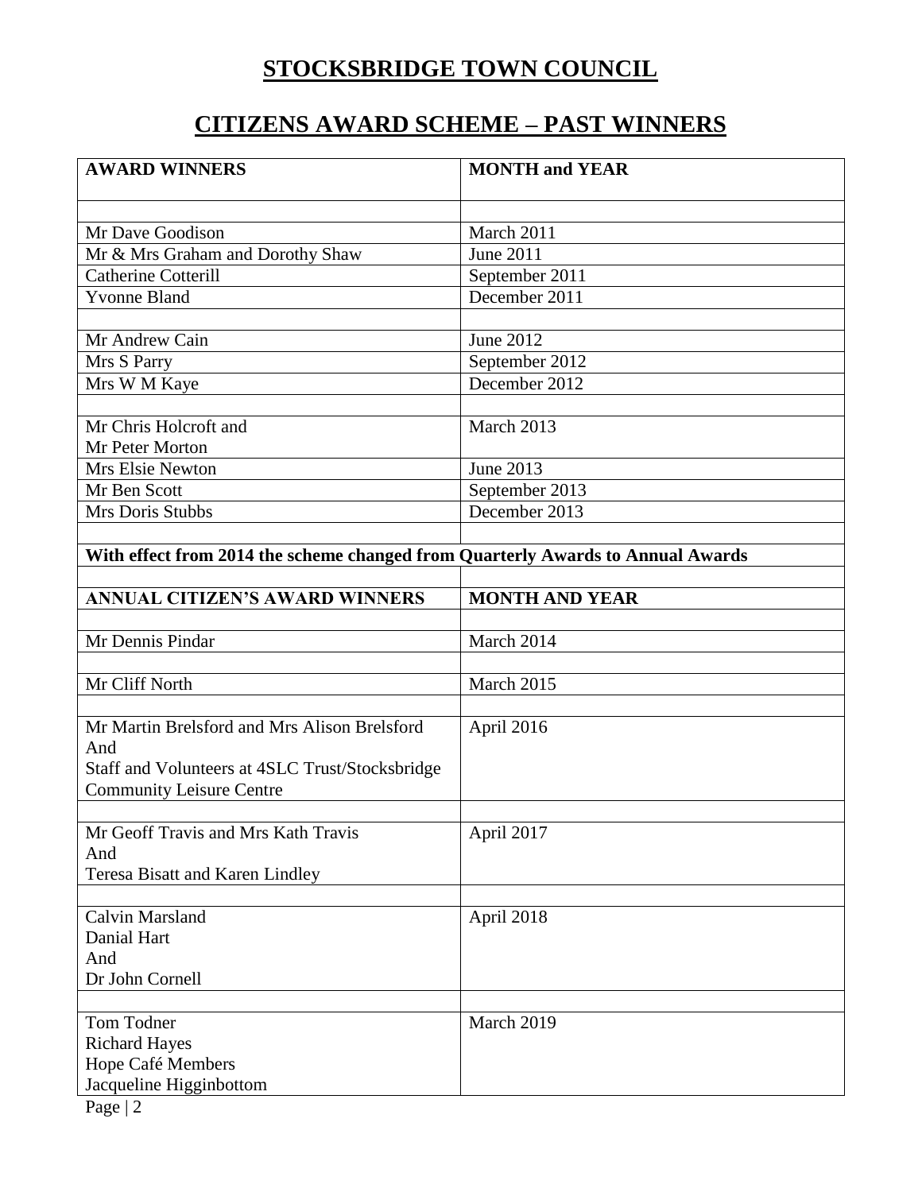# STOCKSBRIDGE TOWN COUNCIL

# CITIZENS AWARD SCHEME – PAST WINNERS

| AWARD WINNERS | MONTH and YEAR |
| --- | --- |
| | |
| Mr Dave Goodison | March 2011 |
| Mr & Mrs Graham and Dorothy Shaw | June 2011 |
| Catherine Cotterill | September 2011 |
| Yvonne Bland | December 2011 |
| | |
| Mr Andrew Cain | June 2012 |
| Mrs S Parry | September 2012 |
| Mrs W M Kaye | December 2012 |
| | |
| Mr Chris Holcroft and Mr Peter Morton | March 2013 |
| Mrs Elsie Newton | June 2013 |
| Mr Ben Scott | September 2013 |
| Mrs Doris Stubbs | December 2013 |
| | |
| **With effect from 2014 the scheme changed from Quarterly Awards to Annual Awards** | |
| | |
| **ANNUAL CITIZEN'S AWARD WINNERS** | **MONTH AND YEAR** |
| | |
| Mr Dennis Pindar | March 2014 |
| | |
| Mr Cliff North | March 2015 |
| | |
| Mr Martin Brelsford and Mrs Alison Brelsford And Staff and Volunteers at 4SLC Trust/Stocksbridge Community Leisure Centre | April 2016 |
| | |
| Mr Geoff Travis and Mrs Kath Travis And Teresa Bisatt and Karen Lindley | April 2017 |
| | |
| Calvin Marsland Danial Hart And Dr John Cornell | April 2018 |
| | |
| Tom Todner Richard Hayes Hope Café Members Jacqueline Higginbottom | March 2019 |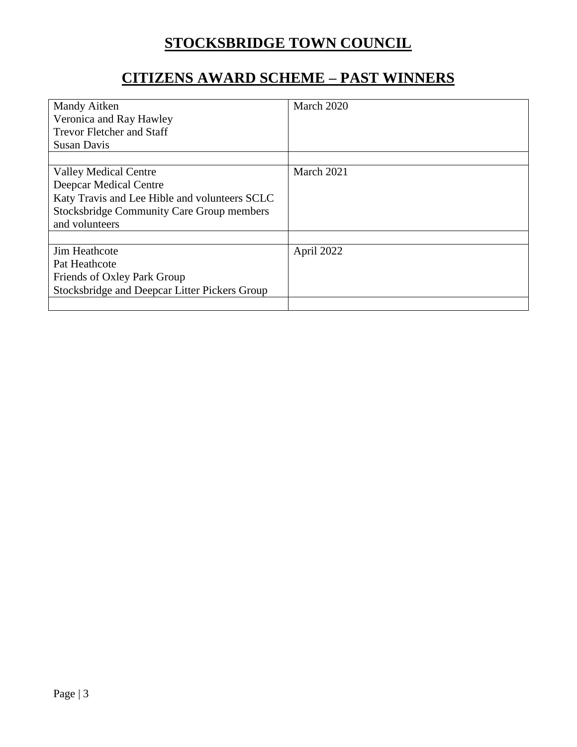# STOCKSBRIDGE TOWN COUNCIL

## CITIZENS AWARD SCHEME – PAST WINNERS

| | |
|---|---|
| Mandy Aitken<br>Veronica and Ray Hawley<br>Trevor Fletcher and Staff<br>Susan Davis | March 2020 |
| | |
| Valley Medical Centre<br>Deepcar Medical Centre<br>Katy Travis and Lee Hible and volunteers SCLC<br>Stocksbridge Community Care Group members and volunteers | March 2021 |
| | |
| Jim Heathcote<br>Pat Heathcote<br>Friends of Oxley Park Group<br>Stocksbridge and Deepcar Litter Pickers Group | April 2022 |
| | |